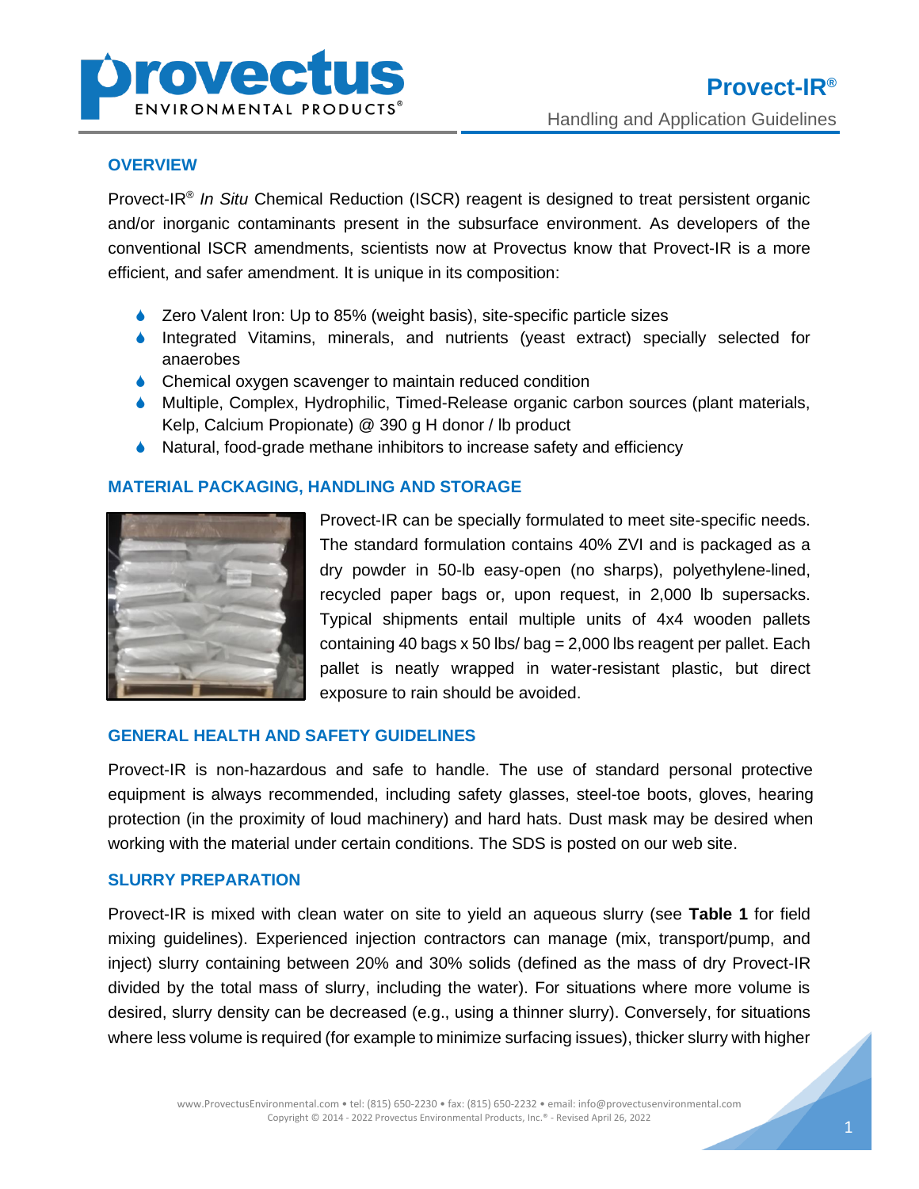# Provect-IR®

Handling and Application Guidelines

## OVERVIEW

Provect-IR® *In Situ* Chemical Reduction (ISCR) reagent is designed to treat persistent organic and/or inorganic contaminants present in the subsurface environment. As developers of the conventional ISCR amendments, scientists now at Provectus know that Provect-IR is a more efficient, and safer amendment. It is unique in its composition:

- Zero Valent Iron: Up to 85% (weight basis), site-specific particle sizes
- Integrated Vitamins, minerals, and nutrients (yeast extract) specially selected for anaerobes
- Chemical oxygen scavenger to maintain reduced condition
- Multiple, Complex, Hydrophilic, Timed-Release organic carbon sources (plant materials, Kelp, Calcium Propionate) @ 390 g H donor / lb product
- Natural, food-grade methane inhibitors to increase safety and efficiency

## MATERIAL PACKAGING, HANDLING AND STORAGE

Provect-IR can be specially formulated to meet site-specific needs. The standard formulation contains 40% ZVI and is packaged as a dry powder in 50-lb easy-open (no sharps), polyethylene-lined, recycled paper bags or, upon request, in 2,000 lb supersacks. Typical shipments entail multiple units of 4x4 wooden pallets containing 40 bags x 50 lbs/ bag = 2,000 lbs reagent per pallet. Each pallet is neatly wrapped in water-resistant plastic, but direct exposure to rain should be avoided.

## GENERAL HEALTH AND SAFETY GUIDELINES

Provect-IR is non-hazardous and safe to handle. The use of standard personal protective equipment is always recommended, including safety glasses, steel-toe boots, gloves, hearing protection (in the proximity of loud machinery) and hard hats. Dust mask may be desired when working with the material under certain conditions. The SDS is posted on our web site.

## SLURRY PREPARATION

Provect-IR is mixed with clean water on site to yield an aqueous slurry (see **Table 1** for field mixing guidelines). Experienced injection contractors can manage (mix, transport/pump, and inject) slurry containing between 20% and 30% solids (defined as the mass of dry Provect-IR divided by the total mass of slurry, including the water). For situations where more volume is desired, slurry density can be decreased (e.g., using a thinner slurry). Conversely, for situations where less volume is required (for example to minimize surfacing issues), thicker slurry with higher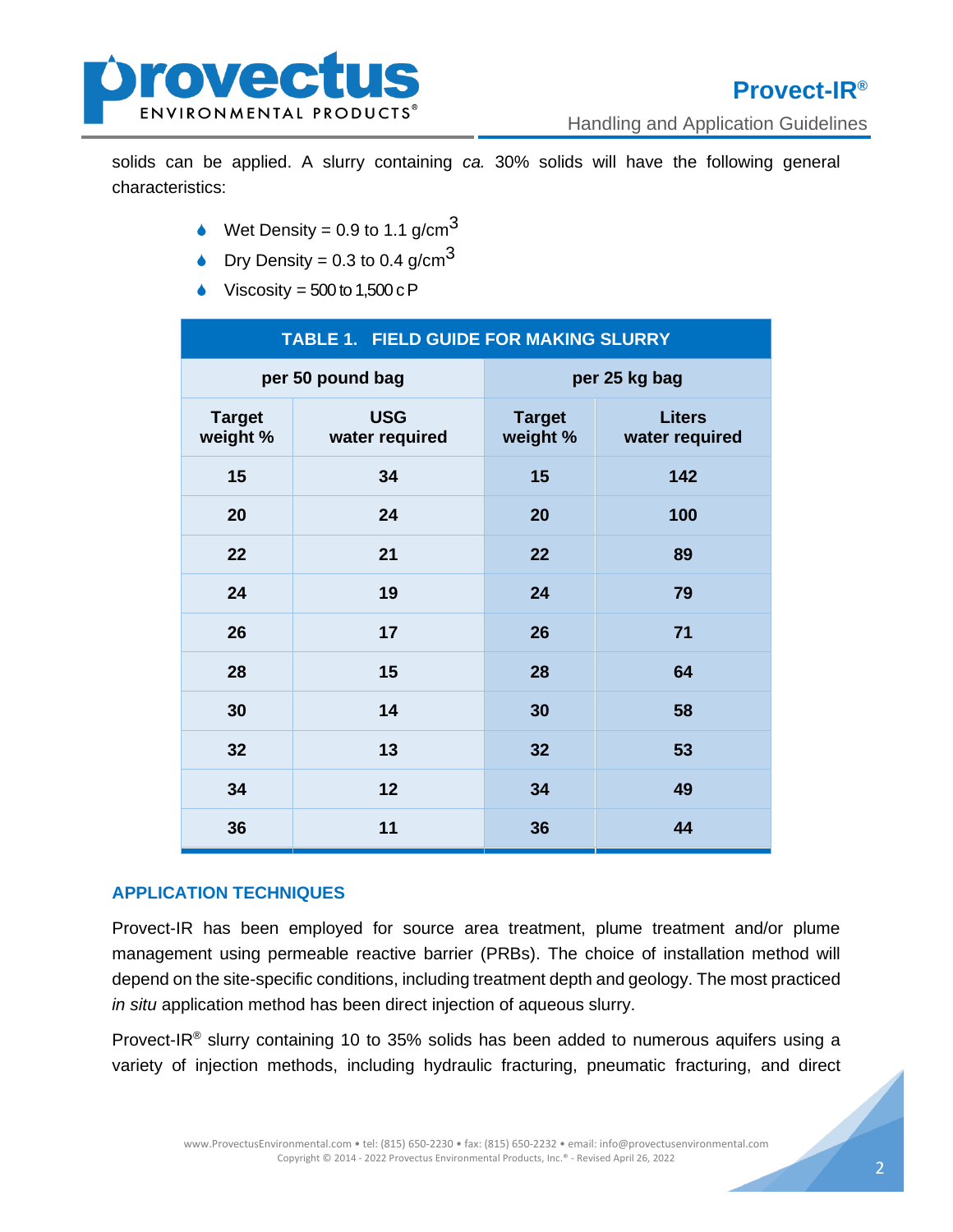solids can be applied. A slurry containing *ca.* 30% solids will have the following general characteristics:

- Wet Density = 0.9 to 1.1 g/cm$^3$
- Dry Density = 0.3 to 0.4 g/cm$^3$
- Viscosity = 500 to 1,500 cP

**TABLE 1. FIELD GUIDE FOR MAKING SLURRY**

| per 50 pound bag | | per 25 kg bag | |
|---|---|---|---|
| **Target weight %** | **USG water required** | **Target weight %** | **Liters water required** |
| 15 | 34 | 15 | 142 |
| 20 | 24 | 20 | 100 |
| 22 | 21 | 22 | 89 |
| 24 | 19 | 24 | 79 |
| 26 | 17 | 26 | 71 |
| 28 | 15 | 28 | 64 |
| 30 | 14 | 30 | 58 |
| 32 | 13 | 32 | 53 |
| 34 | 12 | 34 | 49 |
| 36 | 11 | 36 | 44 |

## APPLICATION TECHNIQUES

Provect-IR has been employed for source area treatment, plume treatment and/or plume management using permeable reactive barrier (PRBs). The choice of installation method will depend on the site-specific conditions, including treatment depth and geology. The most practiced *in situ* application method has been direct injection of aqueous slurry.

Provect-IR® slurry containing 10 to 35% solids has been added to numerous aquifers using a variety of injection methods, including hydraulic fracturing, pneumatic fracturing, and direct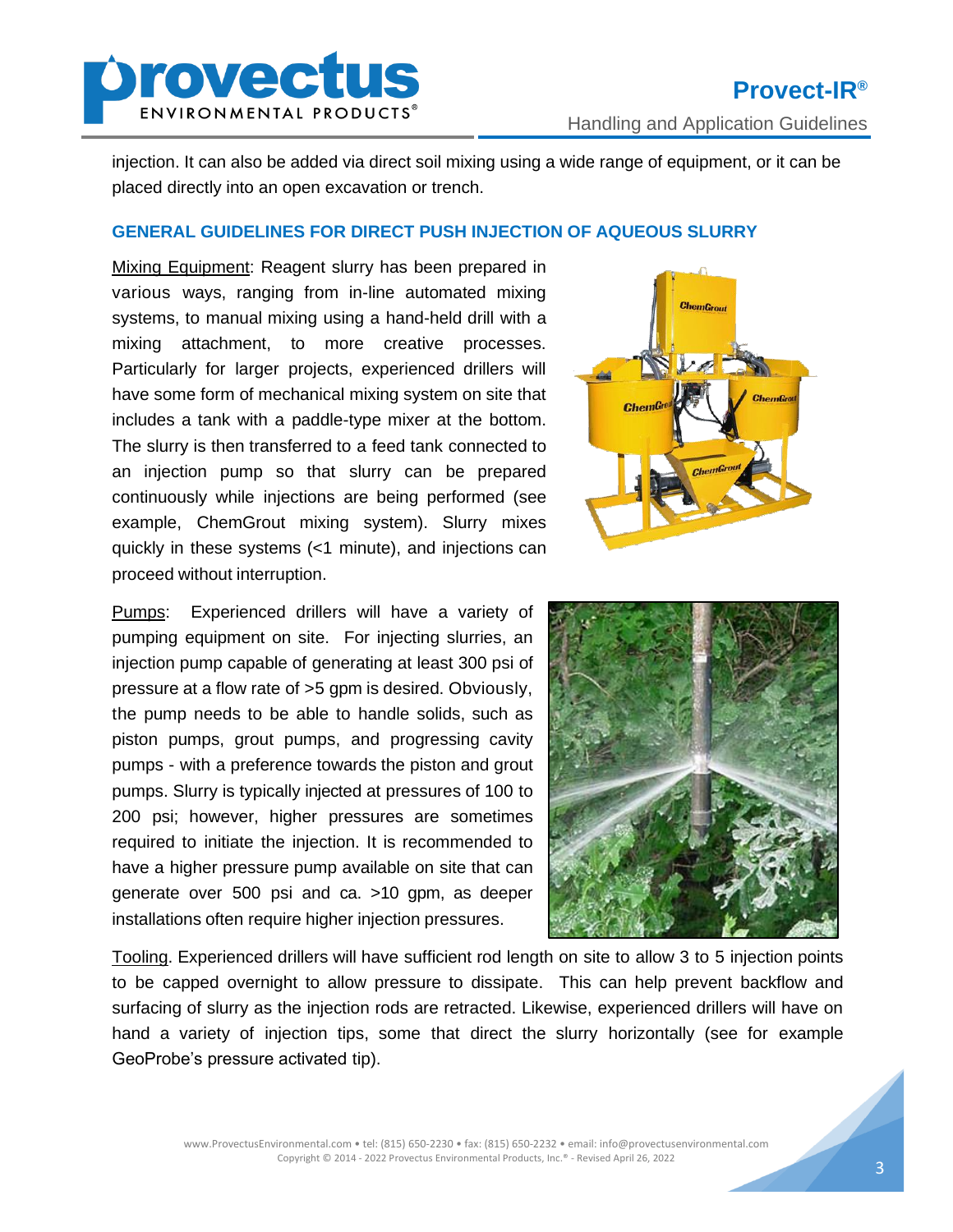injection. It can also be added via direct soil mixing using a wide range of equipment, or it can be placed directly into an open excavation or trench.

## GENERAL GUIDELINES FOR DIRECT PUSH INJECTION OF AQUEOUS SLURRY

Mixing Equipment: Reagent slurry has been prepared in various ways, ranging from in-line automated mixing systems, to manual mixing using a hand-held drill with a mixing attachment, to more creative processes. Particularly for larger projects, experienced drillers will have some form of mechanical mixing system on site that includes a tank with a paddle-type mixer at the bottom. The slurry is then transferred to a feed tank connected to an injection pump so that slurry can be prepared continuously while injections are being performed (see example, ChemGrout mixing system). Slurry mixes quickly in these systems (<1 minute), and injections can proceed without interruption.

Pumps: Experienced drillers will have a variety of pumping equipment on site. For injecting slurries, an injection pump capable of generating at least 300 psi of pressure at a flow rate of >5 gpm is desired. Obviously, the pump needs to be able to handle solids, such as piston pumps, grout pumps, and progressing cavity pumps - with a preference towards the piston and grout pumps. Slurry is typically injected at pressures of 100 to 200 psi; however, higher pressures are sometimes required to initiate the injection. It is recommended to have a higher pressure pump available on site that can generate over 500 psi and ca. >10 gpm, as deeper installations often require higher injection pressures.

Tooling. Experienced drillers will have sufficient rod length on site to allow 3 to 5 injection points to be capped overnight to allow pressure to dissipate. This can help prevent backflow and surfacing of slurry as the injection rods are retracted. Likewise, experienced drillers will have on hand a variety of injection tips, some that direct the slurry horizontally (see for example GeoProbe's pressure activated tip).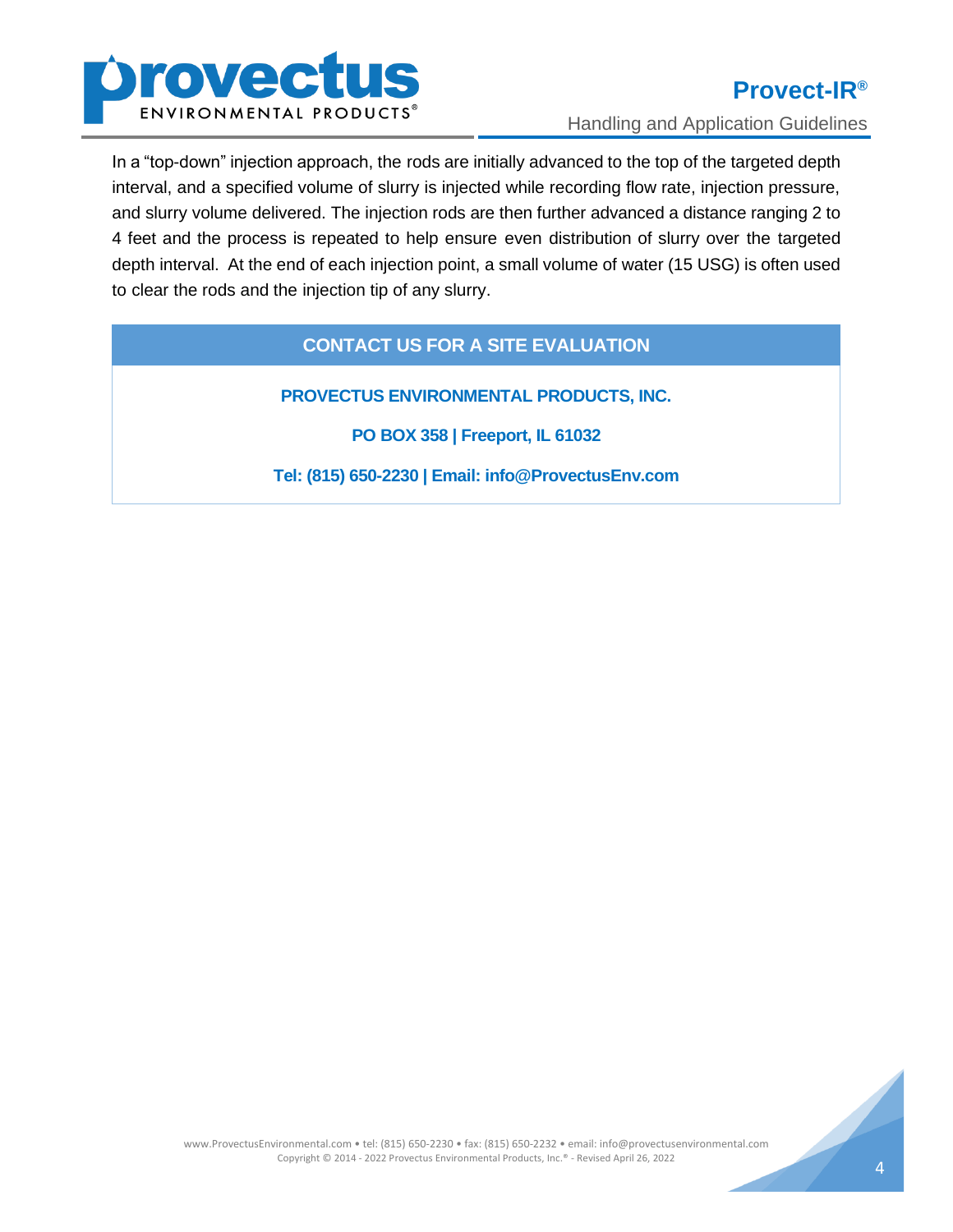In a "top-down" injection approach, the rods are initially advanced to the top of the targeted depth interval, and a specified volume of slurry is injected while recording flow rate, injection pressure, and slurry volume delivered. The injection rods are then further advanced a distance ranging 2 to 4 feet and the process is repeated to help ensure even distribution of slurry over the targeted depth interval. At the end of each injection point, a small volume of water (15 USG) is often used to clear the rods and the injection tip of any slurry.

## CONTACT US FOR A SITE EVALUATION

**PROVECTUS ENVIRONMENTAL PRODUCTS, INC.**

**PO BOX 358 | Freeport, IL 61032**

**Tel: (815) 650-2230 | Email: info@ProvectusEnv.com**